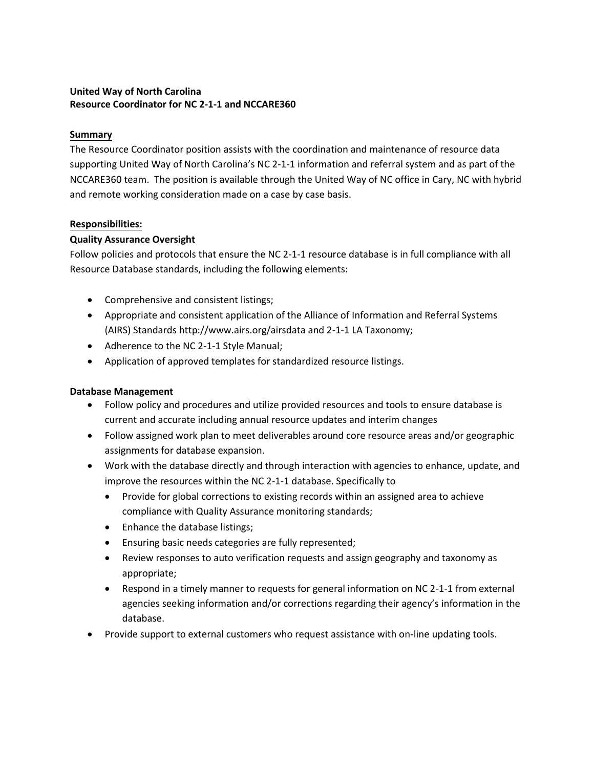**United Way of North Carolina**
**Resource Coordinator for NC 2-1-1 and NCCARE360**

## Summary

The Resource Coordinator position assists with the coordination and maintenance of resource data supporting United Way of North Carolina's NC 2-1-1 information and referral system and as part of the NCCARE360 team. The position is available through the United Way of NC office in Cary, NC with hybrid and remote working consideration made on a case by case basis.

## Responsibilities:

### Quality Assurance Oversight

Follow policies and protocols that ensure the NC 2-1-1 resource database is in full compliance with all Resource Database standards, including the following elements:

- Comprehensive and consistent listings;
- Appropriate and consistent application of the Alliance of Information and Referral Systems (AIRS) Standards http://www.airs.org/airsdata and 2-1-1 LA Taxonomy;
- Adherence to the NC 2-1-1 Style Manual;
- Application of approved templates for standardized resource listings.

### Database Management

- Follow policy and procedures and utilize provided resources and tools to ensure database is current and accurate including annual resource updates and interim changes
- Follow assigned work plan to meet deliverables around core resource areas and/or geographic assignments for database expansion.
- Work with the database directly and through interaction with agencies to enhance, update, and improve the resources within the NC 2-1-1 database. Specifically to
  - Provide for global corrections to existing records within an assigned area to achieve compliance with Quality Assurance monitoring standards;
  - Enhance the database listings;
  - Ensuring basic needs categories are fully represented;
  - Review responses to auto verification requests and assign geography and taxonomy as appropriate;
  - Respond in a timely manner to requests for general information on NC 2-1-1 from external agencies seeking information and/or corrections regarding their agency's information in the database.
- Provide support to external customers who request assistance with on-line updating tools.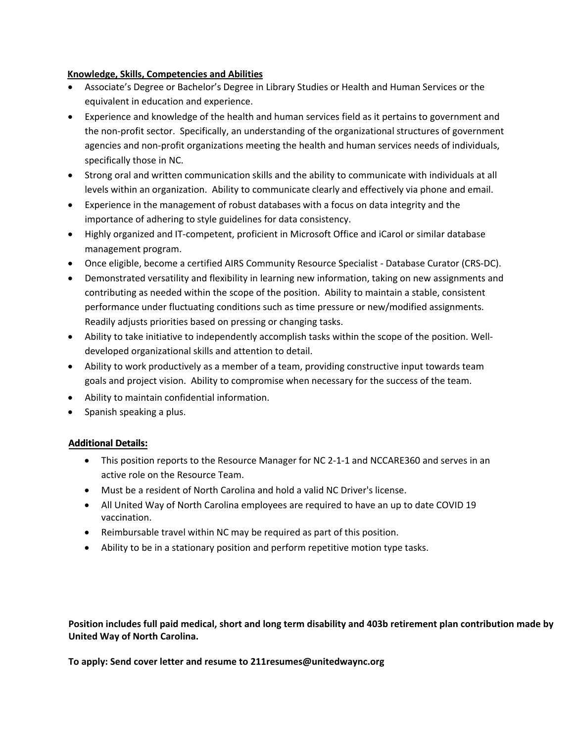**Knowledge, Skills, Competencies and Abilities**

- Associate's Degree or Bachelor's Degree in Library Studies or Health and Human Services or the equivalent in education and experience.
- Experience and knowledge of the health and human services field as it pertains to government and the non-profit sector. Specifically, an understanding of the organizational structures of government agencies and non-profit organizations meeting the health and human services needs of individuals, specifically those in NC.
- Strong oral and written communication skills and the ability to communicate with individuals at all levels within an organization. Ability to communicate clearly and effectively via phone and email.
- Experience in the management of robust databases with a focus on data integrity and the importance of adhering to style guidelines for data consistency.
- Highly organized and IT-competent, proficient in Microsoft Office and iCarol or similar database management program.
- Once eligible, become a certified AIRS Community Resource Specialist - Database Curator (CRS-DC).
- Demonstrated versatility and flexibility in learning new information, taking on new assignments and contributing as needed within the scope of the position. Ability to maintain a stable, consistent performance under fluctuating conditions such as time pressure or new/modified assignments. Readily adjusts priorities based on pressing or changing tasks.
- Ability to take initiative to independently accomplish tasks within the scope of the position. Well-developed organizational skills and attention to detail.
- Ability to work productively as a member of a team, providing constructive input towards team goals and project vision. Ability to compromise when necessary for the success of the team.
- Ability to maintain confidential information.
- Spanish speaking a plus.

**Additional Details:**

- This position reports to the Resource Manager for NC 2-1-1 and NCCARE360 and serves in an active role on the Resource Team.
- Must be a resident of North Carolina and hold a valid NC Driver's license.
- All United Way of North Carolina employees are required to have an up to date COVID 19 vaccination.
- Reimbursable travel within NC may be required as part of this position.
- Ability to be in a stationary position and perform repetitive motion type tasks.

**Position includes full paid medical, short and long term disability and 403b retirement plan contribution made by United Way of North Carolina.**

**To apply: Send cover letter and resume to 211resumes@unitedwaync.org**